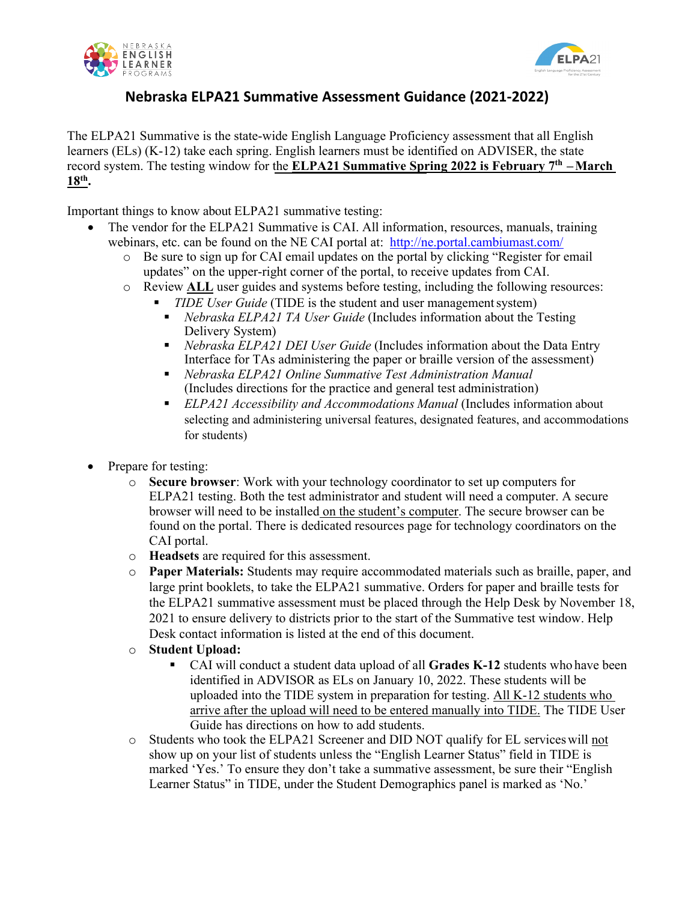# Nebraska ELPA21 Summative Assessment Guidance (2021-2022)

The ELPA21 Summative is the state-wide English Language Proficiency assessment that all English learners (ELs) (K-12) take each spring. English learners must be identified on ADVISER, the state record system. The testing window for the **ELPA21 Summative Spring 2022 is February 7th – March 18th.**

Important things to know about ELPA21 summative testing:

- The vendor for the ELPA21 Summative is CAI. All information, resources, manuals, training webinars, etc. can be found on the NE CAI portal at: http://ne.portal.cambiumast.com/
  - Be sure to sign up for CAI email updates on the portal by clicking "Register for email updates" on the upper-right corner of the portal, to receive updates from CAI.
  - Review **ALL** user guides and systems before testing, including the following resources:
    - *TIDE User Guide* (TIDE is the student and user management system)
    - *Nebraska ELPA21 TA User Guide* (Includes information about the Testing Delivery System)
    - *Nebraska ELPA21 DEI User Guide* (Includes information about the Data Entry Interface for TAs administering the paper or braille version of the assessment)
    - *Nebraska ELPA21 Online Summative Test Administration Manual* (Includes directions for the practice and general test administration)
    - *ELPA21 Accessibility and Accommodations Manual* (Includes information about selecting and administering universal features, designated features, and accommodations for students)

- Prepare for testing:
  - **Secure browser**: Work with your technology coordinator to set up computers for ELPA21 testing. Both the test administrator and student will need a computer. A secure browser will need to be installed on the student's computer. The secure browser can be found on the portal. There is dedicated resources page for technology coordinators on the CAI portal.
  - **Headsets** are required for this assessment.
  - **Paper Materials:** Students may require accommodated materials such as braille, paper, and large print booklets, to take the ELPA21 summative. Orders for paper and braille tests for the ELPA21 summative assessment must be placed through the Help Desk by November 18, 2021 to ensure delivery to districts prior to the start of the Summative test window. Help Desk contact information is listed at the end of this document.
  - **Student Upload:**
    - CAI will conduct a student data upload of all **Grades K-12** students who have been identified in ADVISOR as ELs on January 10, 2022. These students will be uploaded into the TIDE system in preparation for testing. All K-12 students who arrive after the upload will need to be entered manually into TIDE. The TIDE User Guide has directions on how to add students.
  - Students who took the ELPA21 Screener and DID NOT qualify for EL services will not show up on your list of students unless the "English Learner Status" field in TIDE is marked 'Yes.' To ensure they don't take a summative assessment, be sure their "English Learner Status" in TIDE, under the Student Demographics panel is marked as 'No.'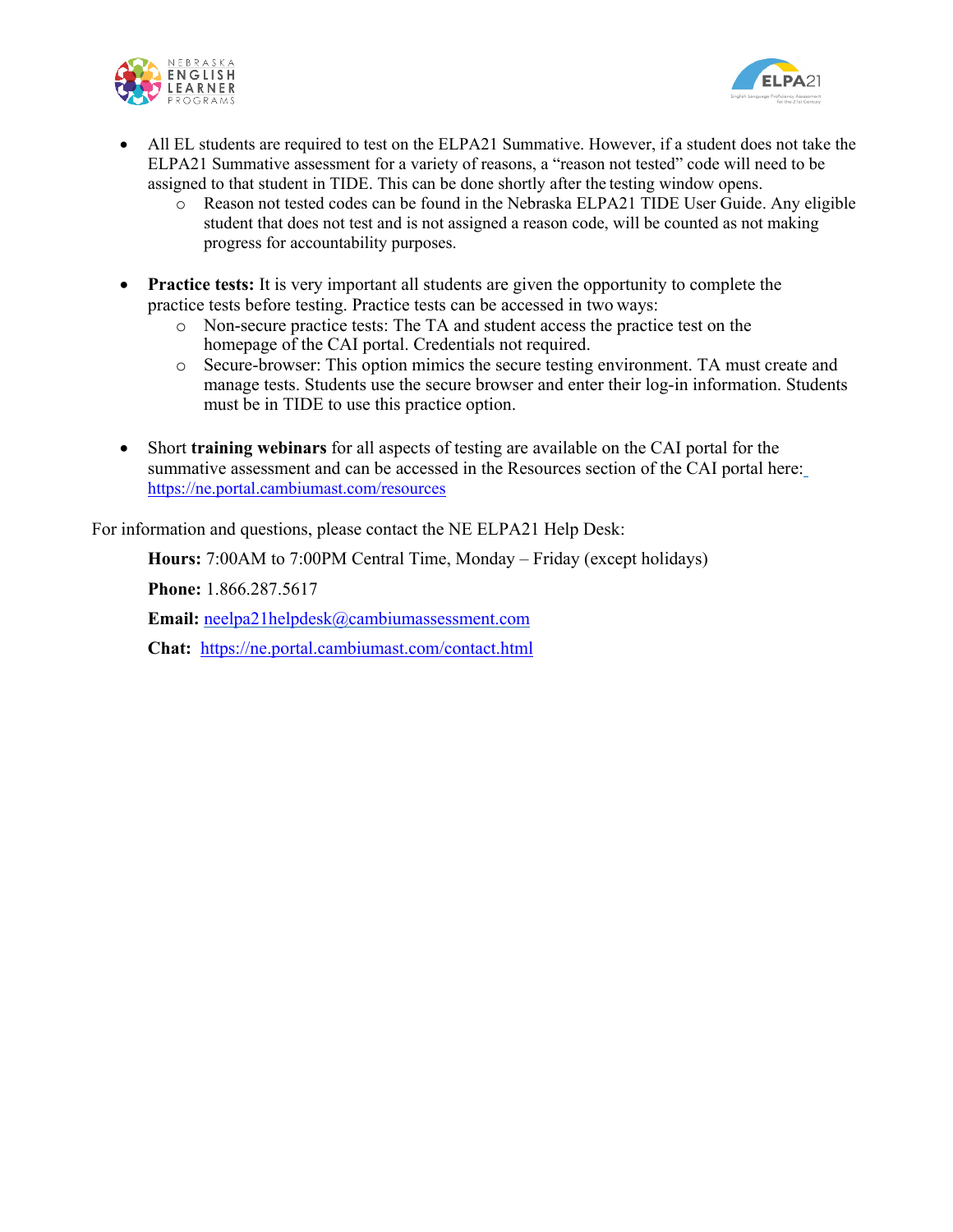- All EL students are required to test on the ELPA21 Summative. However, if a student does not take the ELPA21 Summative assessment for a variety of reasons, a "reason not tested" code will need to be assigned to that student in TIDE. This can be done shortly after the testing window opens.
  - Reason not tested codes can be found in the Nebraska ELPA21 TIDE User Guide. Any eligible student that does not test and is not assigned a reason code, will be counted as not making progress for accountability purposes.

- **Practice tests:** It is very important all students are given the opportunity to complete the practice tests before testing. Practice tests can be accessed in two ways:
  - Non-secure practice tests: The TA and student access the practice test on the homepage of the CAI portal. Credentials not required.
  - Secure-browser: This option mimics the secure testing environment. TA must create and manage tests. Students use the secure browser and enter their log-in information. Students must be in TIDE to use this practice option.

- Short **training webinars** for all aspects of testing are available on the CAI portal for the summative assessment and can be accessed in the Resources section of the CAI portal here: https://ne.portal.cambiumast.com/resources

For information and questions, please contact the NE ELPA21 Help Desk:

**Hours:** 7:00AM to 7:00PM Central Time, Monday – Friday (except holidays)

**Phone:** 1.866.287.5617

**Email:** neelpa21helpdesk@cambiumassessment.com

**Chat:** https://ne.portal.cambiumast.com/contact.html